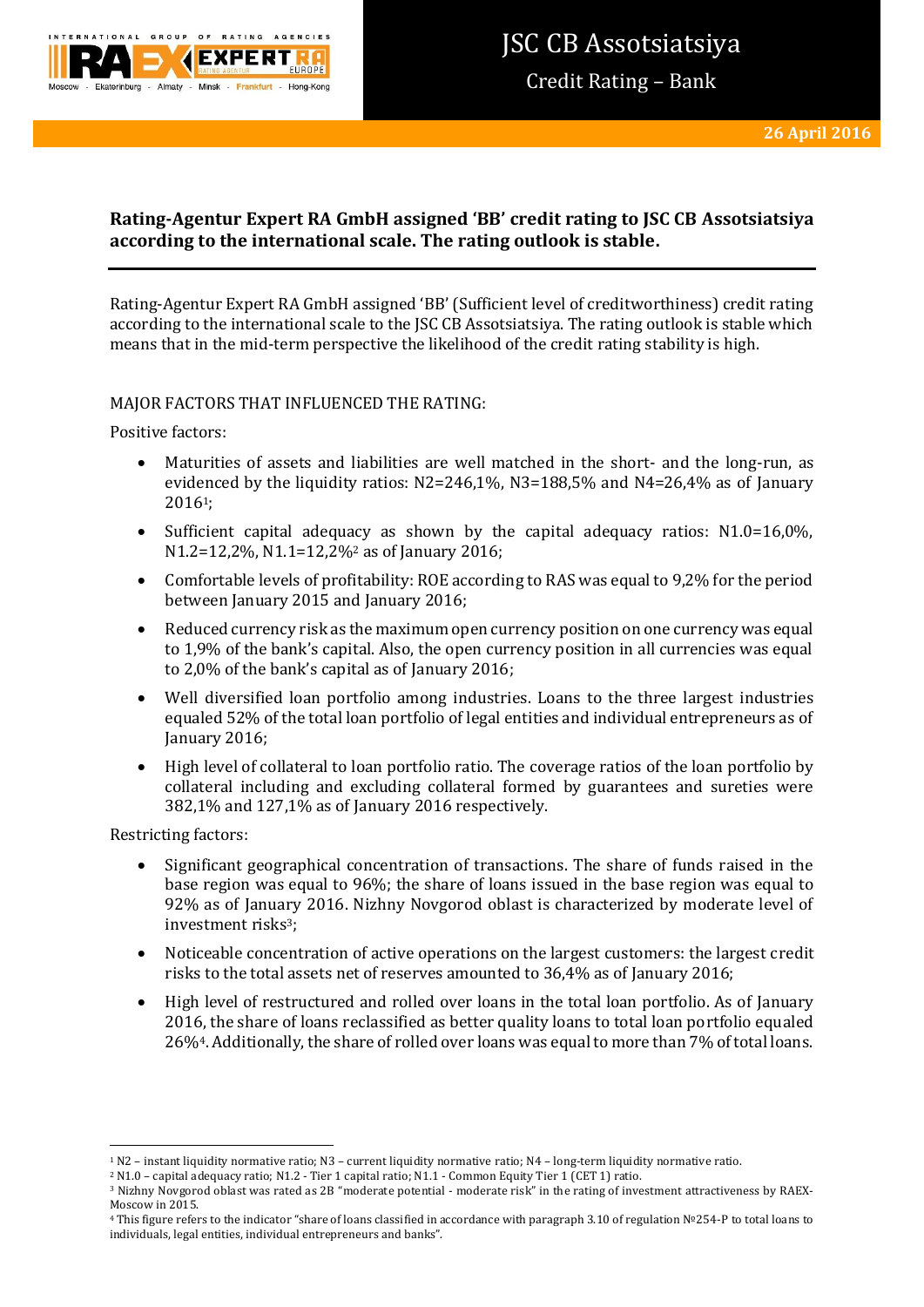# JSC CB Assotsiatsiya

Credit Rating – Bank

26 April 2016

**Rating-Agentur Expert RA GmbH assigned 'BB' credit rating to JSC CB Assotsiatsiya according to the international scale. The rating outlook is stable.**

Rating-Agentur Expert RA GmbH assigned 'BB' (Sufficient level of creditworthiness) credit rating according to the international scale to the JSC CB Assotsiatsiya. The rating outlook is stable which means that in the mid-term perspective the likelihood of the credit rating stability is high.

MAJOR FACTORS THAT INFLUENCED THE RATING:

Positive factors:

- Maturities of assets and liabilities are well matched in the short- and the long-run, as evidenced by the liquidity ratios: N2=246,1%, N3=188,5% and N4=26,4% as of January 2016[1];
- Sufficient capital adequacy as shown by the capital adequacy ratios: N1.0=16,0%, N1.2=12,2%, N1.1=12,2%[2] as of January 2016;
- Comfortable levels of profitability: ROE according to RAS was equal to 9,2% for the period between January 2015 and January 2016;
- Reduced currency risk as the maximum open currency position on one currency was equal to 1,9% of the bank's capital. Also, the open currency position in all currencies was equal to 2,0% of the bank's capital as of January 2016;
- Well diversified loan portfolio among industries. Loans to the three largest industries equaled 52% of the total loan portfolio of legal entities and individual entrepreneurs as of January 2016;
- High level of collateral to loan portfolio ratio. The coverage ratios of the loan portfolio by collateral including and excluding collateral formed by guarantees and sureties were 382,1% and 127,1% as of January 2016 respectively.

Restricting factors:

- Significant geographical concentration of transactions. The share of funds raised in the base region was equal to 96%; the share of loans issued in the base region was equal to 92% as of January 2016. Nizhny Novgorod oblast is characterized by moderate level of investment risks[3];
- Noticeable concentration of active operations on the largest customers: the largest credit risks to the total assets net of reserves amounted to 36,4% as of January 2016;
- High level of restructured and rolled over loans in the total loan portfolio. As of January 2016, the share of loans reclassified as better quality loans to total loan portfolio equaled 26%[4]. Additionally, the share of rolled over loans was equal to more than 7% of total loans.

---

[1] N2 – instant liquidity normative ratio; N3 – current liquidity normative ratio; N4 – long-term liquidity normative ratio.

[2] N1.0 – capital adequacy ratio; N1.2 - Tier 1 capital ratio; N1.1 - Common Equity Tier 1 (CET 1) ratio.

[3] Nizhny Novgorod oblast was rated as 2B "moderate potential - moderate risk" in the rating of investment attractiveness by RAEX-Moscow in 2015.

[4] This figure refers to the indicator "share of loans classified in accordance with paragraph 3.10 of regulation №254-P to total loans to individuals, legal entities, individual entrepreneurs and banks".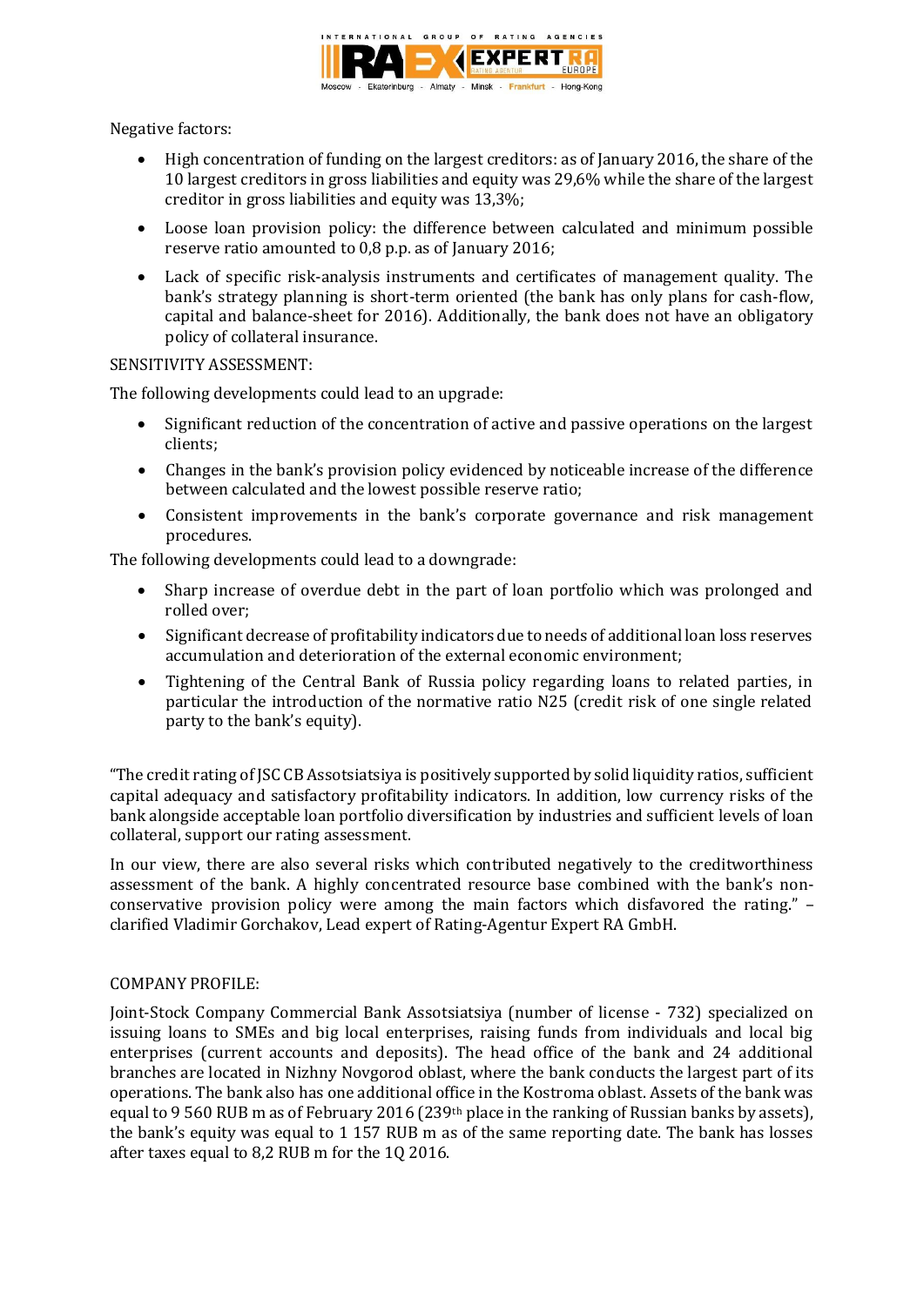Negative factors:

- High concentration of funding on the largest creditors: as of January 2016, the share of the 10 largest creditors in gross liabilities and equity was 29,6% while the share of the largest creditor in gross liabilities and equity was 13,3%;
- Loose loan provision policy: the difference between calculated and minimum possible reserve ratio amounted to 0,8 p.p. as of January 2016;
- Lack of specific risk-analysis instruments and certificates of management quality. The bank's strategy planning is short-term oriented (the bank has only plans for cash-flow, capital and balance-sheet for 2016). Additionally, the bank does not have an obligatory policy of collateral insurance.

SENSITIVITY ASSESSMENT:

The following developments could lead to an upgrade:

- Significant reduction of the concentration of active and passive operations on the largest clients;
- Changes in the bank's provision policy evidenced by noticeable increase of the difference between calculated and the lowest possible reserve ratio;
- Consistent improvements in the bank's corporate governance and risk management procedures.

The following developments could lead to a downgrade:

- Sharp increase of overdue debt in the part of loan portfolio which was prolonged and rolled over;
- Significant decrease of profitability indicators due to needs of additional loan loss reserves accumulation and deterioration of the external economic environment;
- Tightening of the Central Bank of Russia policy regarding loans to related parties, in particular the introduction of the normative ratio N25 (credit risk of one single related party to the bank's equity).

"The credit rating of JSC CB Assotsiatsiya is positively supported by solid liquidity ratios, sufficient capital adequacy and satisfactory profitability indicators. In addition, low currency risks of the bank alongside acceptable loan portfolio diversification by industries and sufficient levels of loan collateral, support our rating assessment.

In our view, there are also several risks which contributed negatively to the creditworthiness assessment of the bank. A highly concentrated resource base combined with the bank's non-conservative provision policy were among the main factors which disfavored the rating." – clarified Vladimir Gorchakov, Lead expert of Rating-Agentur Expert RA GmbH.

COMPANY PROFILE:

Joint-Stock Company Commercial Bank Assotsiatsiya (number of license - 732) specialized on issuing loans to SMEs and big local enterprises, raising funds from individuals and local big enterprises (current accounts and deposits). The head office of the bank and 24 additional branches are located in Nizhny Novgorod oblast, where the bank conducts the largest part of its operations. The bank also has one additional office in the Kostroma oblast. Assets of the bank was equal to 9 560 RUB m as of February 2016 (239th place in the ranking of Russian banks by assets), the bank's equity was equal to 1 157 RUB m as of the same reporting date. The bank has losses after taxes equal to 8,2 RUB m for the 1Q 2016.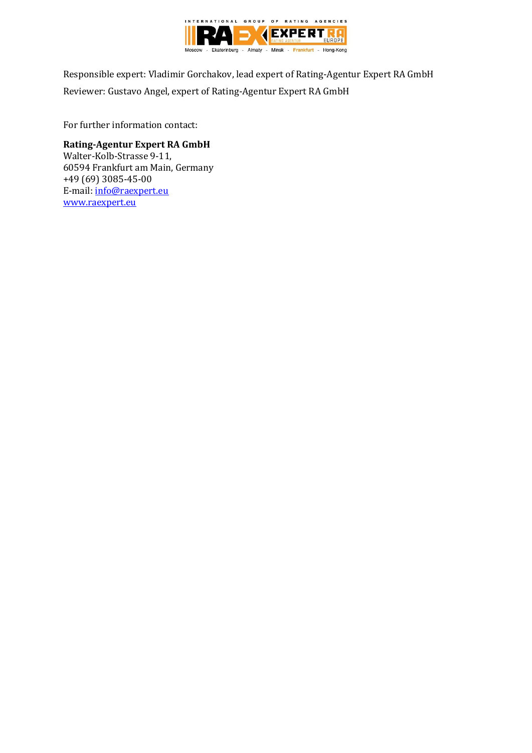Responsible expert: Vladimir Gorchakov, lead expert of Rating-Agentur Expert RA GmbH

Reviewer: Gustavo Angel, expert of Rating-Agentur Expert RA GmbH

For further information contact:

**Rating-Agentur Expert RA GmbH**
Walter-Kolb-Strasse 9-11,
60594 Frankfurt am Main, Germany
+49 (69) 3085-45-00
E-mail: info@raexpert.eu
www.raexpert.eu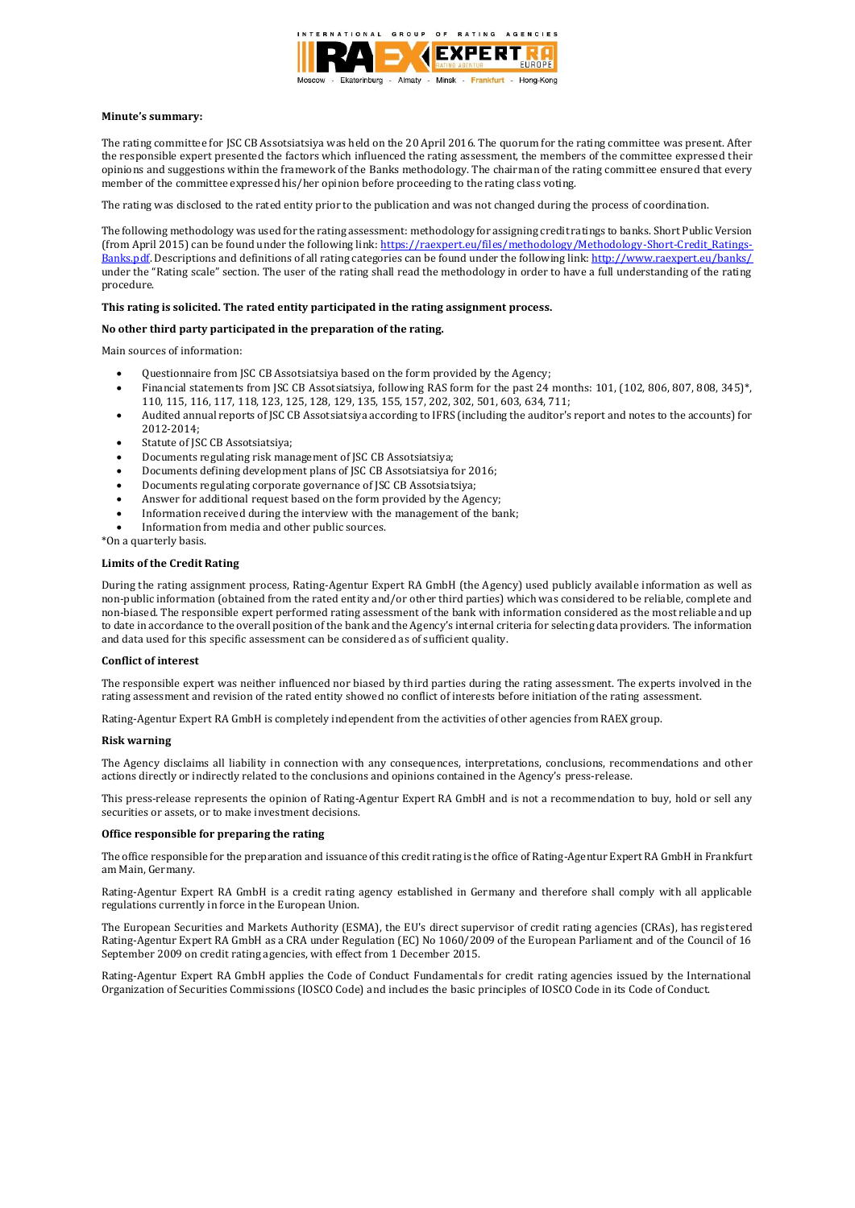**Minute's summary:**

The rating committee for JSC CB Assotsiatsiya was held on the 20 April 2016. The quorum for the rating committee was present. After the responsible expert presented the factors which influenced the rating assessment, the members of the committee expressed their opinions and suggestions within the framework of the Banks methodology. The chairman of the rating committee ensured that every member of the committee expressed his/her opinion before proceeding to the rating class voting.

The rating was disclosed to the rated entity prior to the publication and was not changed during the process of coordination.

The following methodology was used for the rating assessment: methodology for assigning credit ratings to banks. Short Public Version (from April 2015) can be found under the following link: https://raexpert.eu/files/methodology/Methodology-Short-Credit_Ratings-Banks.pdf. Descriptions and definitions of all rating categories can be found under the following link: http://www.raexpert.eu/banks/ under the "Rating scale" section. The user of the rating shall read the methodology in order to have a full understanding of the rating procedure.

**This rating is solicited. The rated entity participated in the rating assignment process.**

**No other third party participated in the preparation of the rating.**

Main sources of information:

- Questionnaire from JSC CB Assotsiatsiya based on the form provided by the Agency;
- Financial statements from JSC CB Assotsiatsiya, following RAS form for the past 24 months: 101, (102, 806, 807, 808, 345)*, 110, 115, 116, 117, 118, 123, 125, 128, 129, 135, 155, 157, 202, 302, 501, 603, 634, 711;
- Audited annual reports of JSC CB Assotsiatsiya according to IFRS (including the auditor's report and notes to the accounts) for 2012-2014;
- Statute of JSC CB Assotsiatsiya;
- Documents regulating risk management of JSC CB Assotsiatsiya;
- Documents defining development plans of JSC CB Assotsiatsiya for 2016;
- Documents regulating corporate governance of JSC CB Assotsiatsiya;
- Answer for additional request based on the form provided by the Agency;
- Information received during the interview with the management of the bank;
- Information from media and other public sources.

*On a quarterly basis.

**Limits of the Credit Rating**

During the rating assignment process, Rating-Agentur Expert RA GmbH (the Agency) used publicly available information as well as non-public information (obtained from the rated entity and/or other third parties) which was considered to be reliable, complete and non-biased. The responsible expert performed rating assessment of the bank with information considered as the most reliable and up to date in accordance to the overall position of the bank and the Agency's internal criteria for selecting data providers. The information and data used for this specific assessment can be considered as of sufficient quality.

**Conflict of interest**

The responsible expert was neither influenced nor biased by third parties during the rating assessment. The experts involved in the rating assessment and revision of the rated entity showed no conflict of interests before initiation of the rating assessment.

Rating-Agentur Expert RA GmbH is completely independent from the activities of other agencies from RAEX group.

**Risk warning**

The Agency disclaims all liability in connection with any consequences, interpretations, conclusions, recommendations and other actions directly or indirectly related to the conclusions and opinions contained in the Agency's press-release.

This press-release represents the opinion of Rating-Agentur Expert RA GmbH and is not a recommendation to buy, hold or sell any securities or assets, or to make investment decisions.

**Office responsible for preparing the rating**

The office responsible for the preparation and issuance of this credit rating is the office of Rating-Agentur Expert RA GmbH in Frankfurt am Main, Germany.

Rating-Agentur Expert RA GmbH is a credit rating agency established in Germany and therefore shall comply with all applicable regulations currently in force in the European Union.

The European Securities and Markets Authority (ESMA), the EU's direct supervisor of credit rating agencies (CRAs), has registered Rating-Agentur Expert RA GmbH as a CRA under Regulation (EC) No 1060/2009 of the European Parliament and of the Council of 16 September 2009 on credit rating agencies, with effect from 1 December 2015.

Rating-Agentur Expert RA GmbH applies the Code of Conduct Fundamentals for credit rating agencies issued by the International Organization of Securities Commissions (IOSCO Code) and includes the basic principles of IOSCO Code in its Code of Conduct.